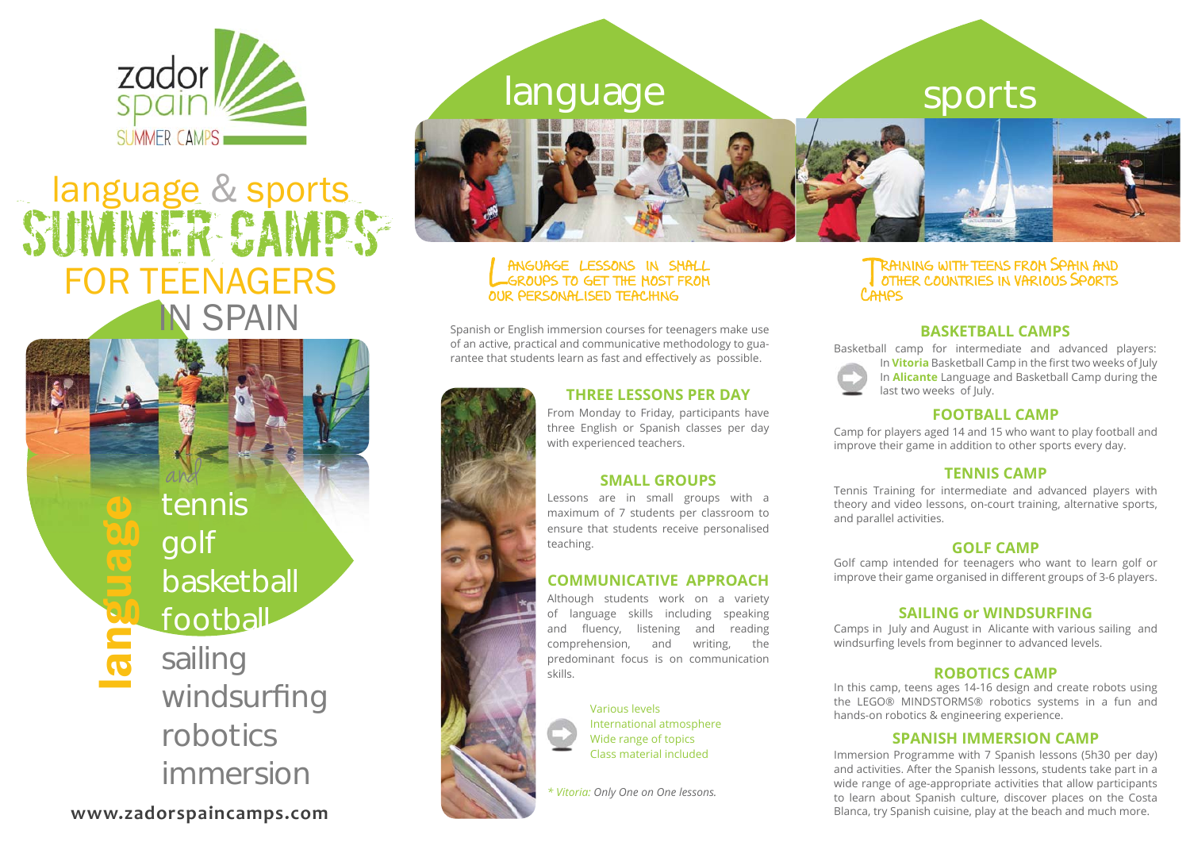zador spain SUMMER CAMPS

# language & sports SUMMER CAMPS FOR TEENAGERS IN SPAIN

language and

- tennis
- golf
- basketball
- football
- sailing
- windsurfing
- robotics
- immersion

www.zadorspaincamps.com

# language

LANGUAGE LESSONS IN SMALL GROUPS TO GET THE MOST FROM OUR PERSONALISED TEACHING

Spanish or English immersion courses for teenagers make use of an active, practical and communicative methodology to guarantee that students learn as fast and effectively as possible.

## THREE LESSONS PER DAY

From Monday to Friday, participants have three English or Spanish classes per day with experienced teachers.

## SMALL GROUPS

Lessons are in small groups with a maximum of 7 students per classroom to ensure that students receive personalised teaching.

## COMMUNICATIVE APPROACH

Although students work on a variety of language skills including speaking and fluency, listening and reading comprehension, and writing, the predominant focus is on communication skills.

- Various levels
- International atmosphere
- Wide range of topics
- Class material included

*\* Vitoria: Only One on One lessons.*

# sports

TRAINING WITH TEENS FROM SPAIN AND OTHER COUNTRIES IN VARIOUS SPORTS CAMPS

## BASKETBALL CAMPS

Basketball camp for intermediate and advanced players:

- In **Vitoria** Basketball Camp in the first two weeks of July
- In **Alicante** Language and Basketball Camp during the last two weeks of July.

## FOOTBALL CAMP

Camp for players aged 14 and 15 who want to play football and improve their game in addition to other sports every day.

## TENNIS CAMP

Tennis Training for intermediate and advanced players with theory and video lessons, on-court training, alternative sports, and parallel activities.

## GOLF CAMP

Golf camp intended for teenagers who want to learn golf or improve their game organised in different groups of 3-6 players.

## SAILING or WINDSURFING

Camps in July and August in Alicante with various sailing and windsurfing levels from beginner to advanced levels.

## ROBOTICS CAMP

In this camp, teens ages 14-16 design and create robots using the LEGO® MINDSTORMS® robotics systems in a fun and hands-on robotics & engineering experience.

## SPANISH IMMERSION CAMP

Immersion Programme with 7 Spanish lessons (5h30 per day) and activities. After the Spanish lessons, students take part in a wide range of age-appropriate activities that allow participants to learn about Spanish culture, discover places on the Costa Blanca, try Spanish cuisine, play at the beach and much more.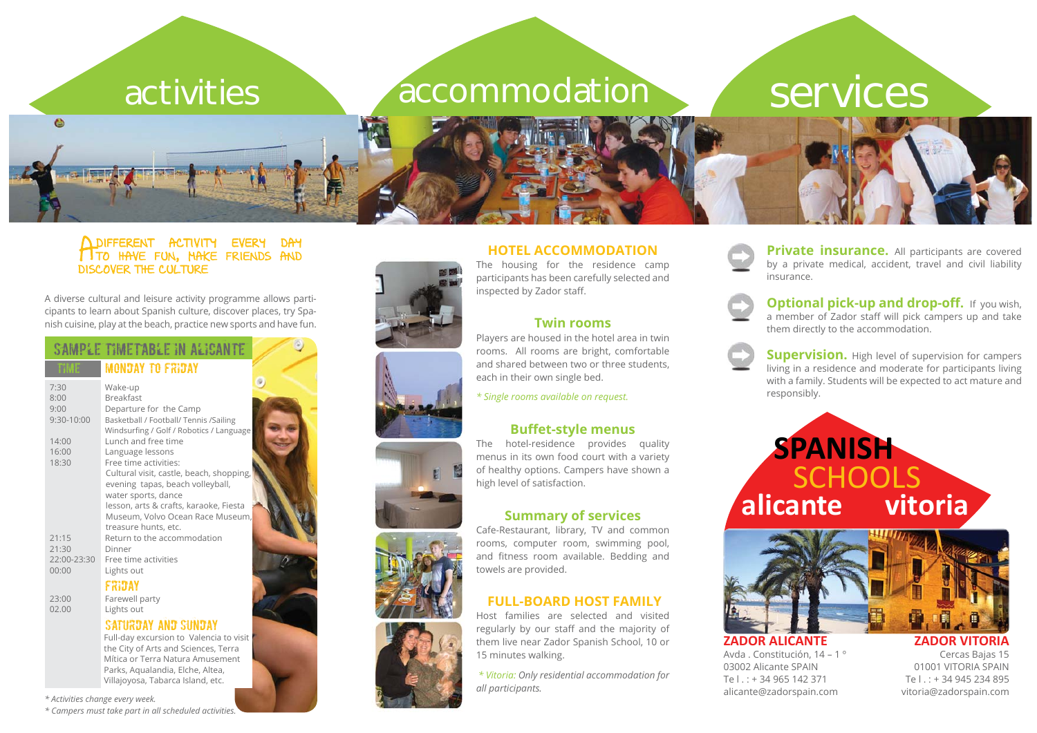# activities

## A DIFFERENT ACTIVITY EVERY DAY TO HAVE FUN, MAKE FRIENDS AND DISCOVER THE CULTURE

A diverse cultural and leisure activity programme allows participants to learn about Spanish culture, discover places, try Spanish cuisine, play at the beach, practice new sports and have fun.

### SAMPLE TIMETABLE IN ALICANTE

| TIME | MONDAY TO FRIDAY |
|---|---|
| 7:30 | Wake-up |
| 8:00 | Breakfast |
| 9:00 | Departure for the Camp |
| 9:30-10:00 | Basketball / Football/ Tennis /Sailing Windsurfing / Golf / Robotics / Language |
| 14:00 | Lunch and free time |
| 16:00 | Language lessons |
| 18:30 | Free time activities: Cultural visit, castle, beach, shopping, evening tapas, beach volleyball, water sports, dance lesson, arts & crafts, karaoke, Fiesta Museum, Volvo Ocean Race Museum, treasure hunts, etc. |
| 21:15 | Return to the accommodation |
| 21:30 | Dinner |
| 22:00-23:30 | Free time activities |
| 00:00 | Lights out |
| | **FRIDAY** |
| 23:00 | Farewell party |
| 02.00 | Lights out |
| | **SATURDAY AND SUNDAY** |
| | Full-day excursion to Valencia to visit the City of Arts and Sciences, Terra Mítica or Terra Natura Amusement Parks, Aqualandia, Elche, Altea, Villajoyosa, Tabarca Island, etc. |

*\* Activities change every week.*

*\* Campers must take part in all scheduled activities.*

# accommodation

## HOTEL ACCOMMODATION

The housing for the residence camp participants has been carefully selected and inspected by Zador staff.

### Twin rooms

Players are housed in the hotel area in twin rooms. All rooms are bright, comfortable and shared between two or three students, each in their own single bed.

*\* Single rooms available on request.*

### Buffet-style menus

The hotel-residence provides quality menus in its own food court with a variety of healthy options. Campers have shown a high level of satisfaction.

### Summary of services

Cafe-Restaurant, library, TV and common rooms, computer room, swimming pool, and fitness room available. Bedding and towels are provided.

## FULL-BOARD HOST FAMILY

Host families are selected and visited regularly by our staff and the majority of them live near Zador Spanish School, 10 or 15 minutes walking.

*\* Vitoria: Only residential accommodation for all participants.*

# services

**Private insurance.** All participants are covered by a private medical, accident, travel and civil liability insurance.

**Optional pick-up and drop-off.** If you wish, a member of Zador staff will pick campers up and take them directly to the accommodation.

**Supervision.** High level of supervision for campers living in a residence and moderate for participants living with a family. Students will be expected to act mature and responsibly.

## SPANISH SCHOOLS
## alicante vitoria

**ZADOR ALICANTE**
Avda . Constitución, 14 – 1 °
03002 Alicante SPAIN
Te l . : + 34 965 142 371
alicante@zadorspain.com

**ZADOR VITORIA**
Cercas Bajas 15
01001 VITORIA SPAIN
Te l . : + 34 945 234 895
vitoria@zadorspain.com